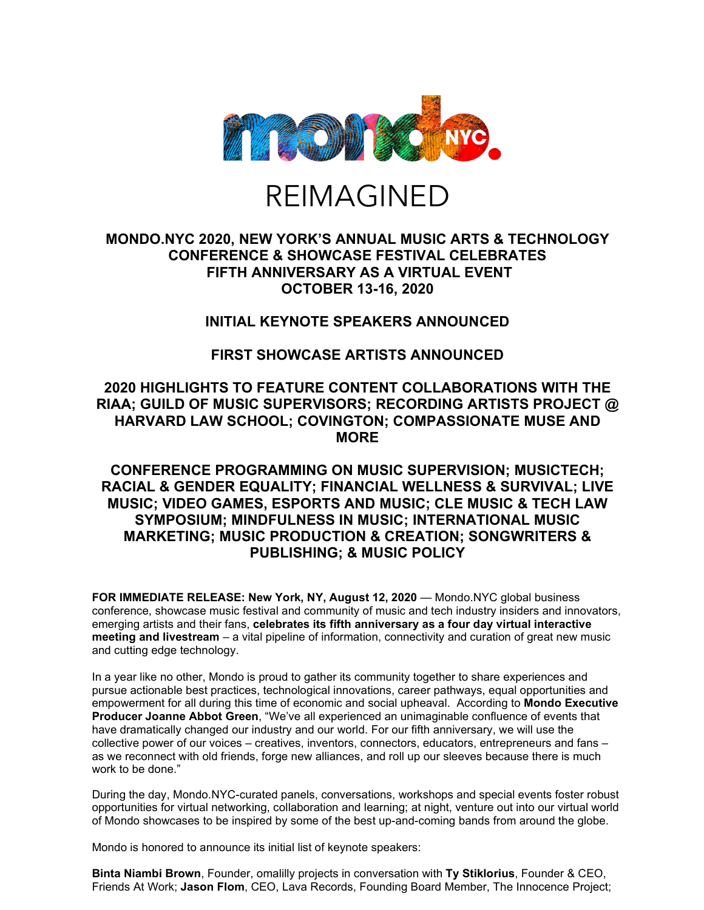mondo.NYC

# REIMAGINED

## MONDO.NYC 2020, NEW YORK'S ANNUAL MUSIC ARTS & TECHNOLOGY CONFERENCE & SHOWCASE FESTIVAL CELEBRATES FIFTH ANNIVERSARY AS A VIRTUAL EVENT OCTOBER 13-16, 2020

## INITIAL KEYNOTE SPEAKERS ANNOUNCED

## FIRST SHOWCASE ARTISTS ANNOUNCED

## 2020 HIGHLIGHTS TO FEATURE CONTENT COLLABORATIONS WITH THE RIAA; GUILD OF MUSIC SUPERVISORS; RECORDING ARTISTS PROJECT @ HARVARD LAW SCHOOL; COVINGTON; COMPASSIONATE MUSE AND MORE

## CONFERENCE PROGRAMMING ON MUSIC SUPERVISION; MUSICTECH; RACIAL & GENDER EQUALITY; FINANCIAL WELLNESS & SURVIVAL; LIVE MUSIC; VIDEO GAMES, ESPORTS AND MUSIC; CLE MUSIC & TECH LAW SYMPOSIUM; MINDFULNESS IN MUSIC; INTERNATIONAL MUSIC MARKETING; MUSIC PRODUCTION & CREATION; SONGWRITERS & PUBLISHING; & MUSIC POLICY

**FOR IMMEDIATE RELEASE: New York, NY, August 12, 2020** — Mondo.NYC global business conference, showcase music festival and community of music and tech industry insiders and innovators, emerging artists and their fans, **celebrates its fifth anniversary as a four day virtual interactive meeting and livestream** – a vital pipeline of information, connectivity and curation of great new music and cutting edge technology.

In a year like no other, Mondo is proud to gather its community together to share experiences and pursue actionable best practices, technological innovations, career pathways, equal opportunities and empowerment for all during this time of economic and social upheaval. According to **Mondo Executive Producer Joanne Abbot Green**, "We've all experienced an unimaginable confluence of events that have dramatically changed our industry and our world. For our fifth anniversary, we will use the collective power of our voices – creatives, inventors, connectors, educators, entrepreneurs and fans – as we reconnect with old friends, forge new alliances, and roll up our sleeves because there is much work to be done."

During the day, Mondo.NYC-curated panels, conversations, workshops and special events foster robust opportunities for virtual networking, collaboration and learning; at night, venture out into our virtual world of Mondo showcases to be inspired by some of the best up-and-coming bands from around the globe.

Mondo is honored to announce its initial list of keynote speakers:

**Binta Niambi Brown**, Founder, omalilly projects in conversation with **Ty Stiklorius**, Founder & CEO, Friends At Work; **Jason Flom**, CEO, Lava Records, Founding Board Member, The Innocence Project;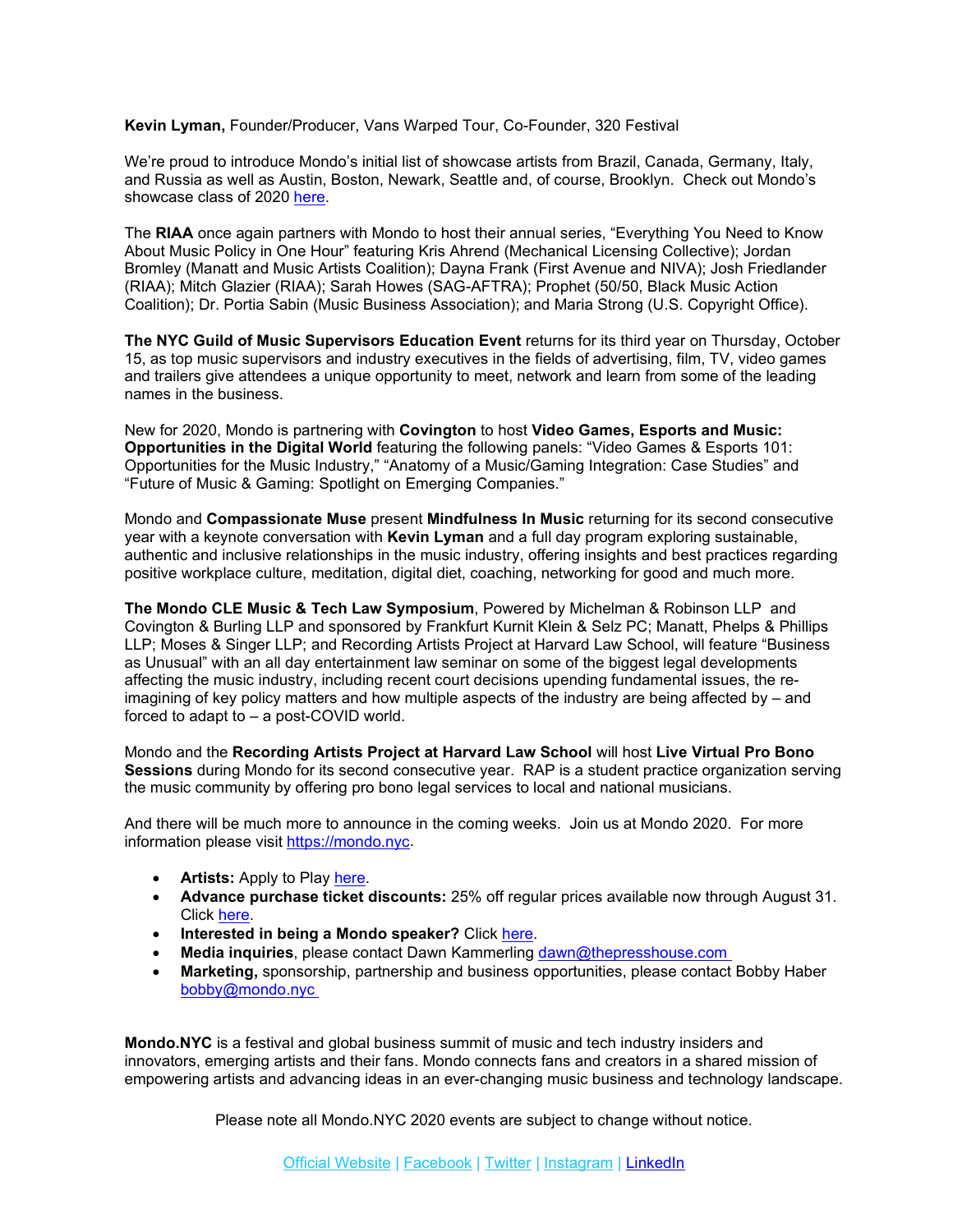**Kevin Lyman,** Founder/Producer, Vans Warped Tour, Co-Founder, 320 Festival

We're proud to introduce Mondo's initial list of showcase artists from Brazil, Canada, Germany, Italy, and Russia as well as Austin, Boston, Newark, Seattle and, of course, Brooklyn. Check out Mondo's showcase class of 2020 here.

The **RIAA** once again partners with Mondo to host their annual series, "Everything You Need to Know About Music Policy in One Hour" featuring Kris Ahrend (Mechanical Licensing Collective); Jordan Bromley (Manatt and Music Artists Coalition); Dayna Frank (First Avenue and NIVA); Josh Friedlander (RIAA); Mitch Glazier (RIAA); Sarah Howes (SAG-AFTRA); Prophet (50/50, Black Music Action Coalition); Dr. Portia Sabin (Music Business Association); and Maria Strong (U.S. Copyright Office).

**The NYC Guild of Music Supervisors Education Event** returns for its third year on Thursday, October 15, as top music supervisors and industry executives in the fields of advertising, film, TV, video games and trailers give attendees a unique opportunity to meet, network and learn from some of the leading names in the business.

New for 2020, Mondo is partnering with **Covington** to host **Video Games, Esports and Music: Opportunities in the Digital World** featuring the following panels: "Video Games & Esports 101: Opportunities for the Music Industry," "Anatomy of a Music/Gaming Integration: Case Studies" and "Future of Music & Gaming: Spotlight on Emerging Companies."

Mondo and **Compassionate Muse** present **Mindfulness In Music** returning for its second consecutive year with a keynote conversation with **Kevin Lyman** and a full day program exploring sustainable, authentic and inclusive relationships in the music industry, offering insights and best practices regarding positive workplace culture, meditation, digital diet, coaching, networking for good and much more.

**The Mondo CLE Music & Tech Law Symposium**, Powered by Michelman & Robinson LLP and Covington & Burling LLP and sponsored by Frankfurt Kurnit Klein & Selz PC; Manatt, Phelps & Phillips LLP; Moses & Singer LLP; and Recording Artists Project at Harvard Law School, will feature "Business as Unusual" with an all day entertainment law seminar on some of the biggest legal developments affecting the music industry, including recent court decisions upending fundamental issues, the re-imagining of key policy matters and how multiple aspects of the industry are being affected by – and forced to adapt to – a post-COVID world.

Mondo and the **Recording Artists Project at Harvard Law School** will host **Live Virtual Pro Bono Sessions** during Mondo for its second consecutive year. RAP is a student practice organization serving the music community by offering pro bono legal services to local and national musicians.

And there will be much more to announce in the coming weeks. Join us at Mondo 2020. For more information please visit https://mondo.nyc.

- **Artists:** Apply to Play here.
- **Advance purchase ticket discounts:** 25% off regular prices available now through August 31. Click here.
- **Interested in being a Mondo speaker?** Click here.
- **Media inquiries**, please contact Dawn Kammerling dawn@thepresshouse.com
- **Marketing,** sponsorship, partnership and business opportunities, please contact Bobby Haber bobby@mondo.nyc

**Mondo.NYC** is a festival and global business summit of music and tech industry insiders and innovators, emerging artists and their fans. Mondo connects fans and creators in a shared mission of empowering artists and advancing ideas in an ever-changing music business and technology landscape.

Please note all Mondo.NYC 2020 events are subject to change without notice.

Official Website | Facebook | Twitter | Instagram | LinkedIn